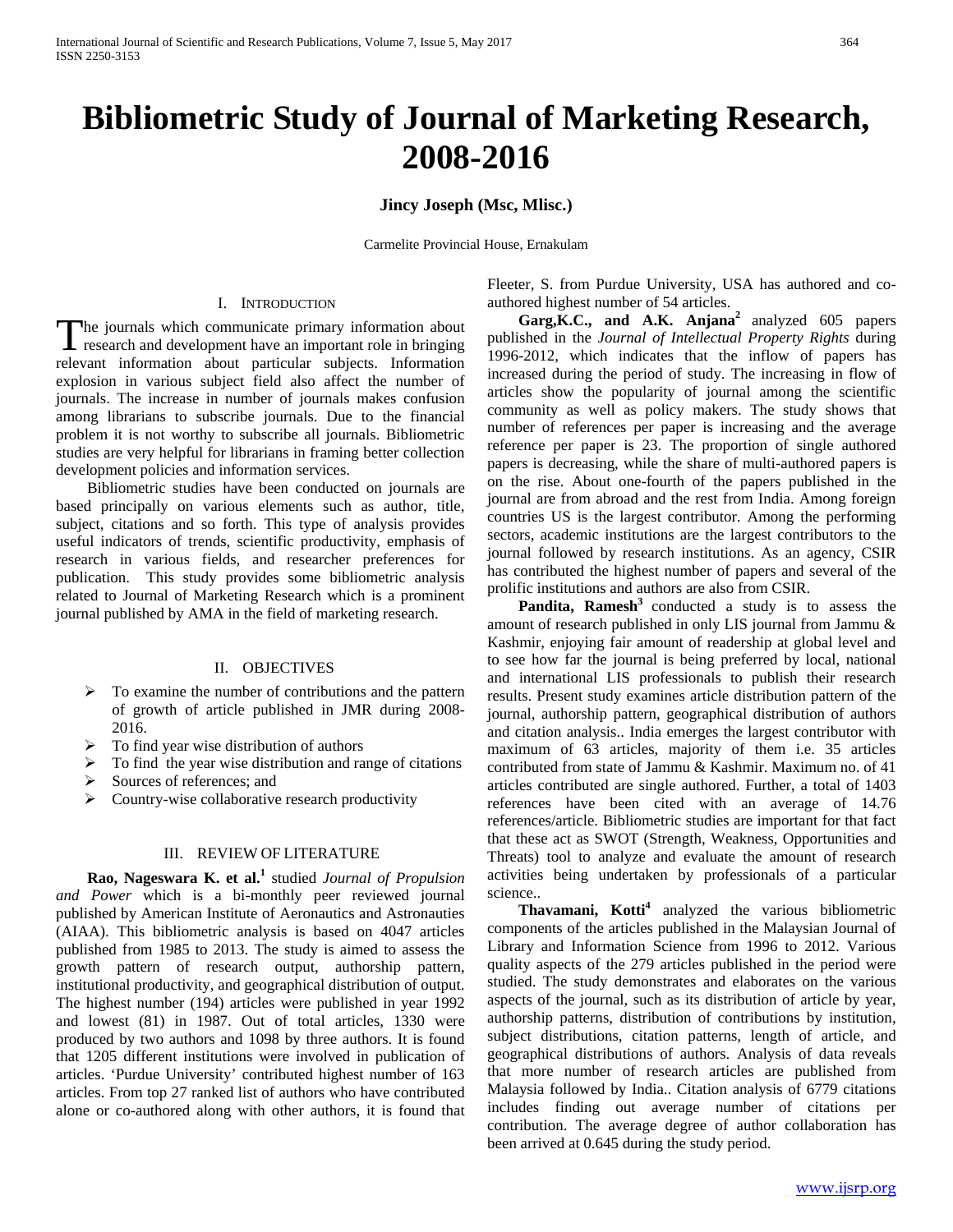# Bibliometric Study of Journal of Marketing Research, 2008-2016

**Jincy Joseph (Msc, Mlisc.)**

Carmelite Provincial House, Ernakulam

## I. Introduction

The journals which communicate primary information about research and development have an important role in bringing relevant information about particular subjects. Information explosion in various subject field also affect the number of journals. The increase in number of journals makes confusion among librarians to subscribe journals. Due to the financial problem it is not worthy to subscribe all journals. Bibliometric studies are very helpful for librarians in framing better collection development policies and information services.

Bibliometric studies have been conducted on journals are based principally on various elements such as author, title, subject, citations and so forth. This type of analysis provides useful indicators of trends, scientific productivity, emphasis of research in various fields, and researcher preferences for publication. This study provides some bibliometric analysis related to Journal of Marketing Research which is a prominent journal published by AMA in the field of marketing research.

## II. Objectives

- To examine the number of contributions and the pattern of growth of article published in JMR during 2008-2016.
- To find year wise distribution of authors
- To find the year wise distribution and range of citations
- Sources of references; and
- Country-wise collaborative research productivity

## III. Review of Literature

**Rao, Nageswara K. et al.**[1] studied *Journal of Propulsion and Power* which is a bi-monthly peer reviewed journal published by American Institute of Aeronautics and Astronauties (AIAA). This bibliometric analysis is based on 4047 articles published from 1985 to 2013. The study is aimed to assess the growth pattern of research output, authorship pattern, institutional productivity, and geographical distribution of output. The highest number (194) articles were published in year 1992 and lowest (81) in 1987. Out of total articles, 1330 were produced by two authors and 1098 by three authors. It is found that 1205 different institutions were involved in publication of articles. 'Purdue University' contributed highest number of 163 articles. From top 27 ranked list of authors who have contributed alone or co-authored along with other authors, it is found that Fleeter, S. from Purdue University, USA has authored and co-authored highest number of 54 articles.

**Garg,K.C., and A.K. Anjana**[2] analyzed 605 papers published in the *Journal of Intellectual Property Rights* during 1996-2012, which indicates that the inflow of papers has increased during the period of study. The increasing in flow of articles show the popularity of journal among the scientific community as well as policy makers. The study shows that number of references per paper is increasing and the average reference per paper is 23. The proportion of single authored papers is decreasing, while the share of multi-authored papers is on the rise. About one-fourth of the papers published in the journal are from abroad and the rest from India. Among foreign countries US is the largest contributor. Among the performing sectors, academic institutions are the largest contributors to the journal followed by research institutions. As an agency, CSIR has contributed the highest number of papers and several of the prolific institutions and authors are also from CSIR.

**Pandita, Ramesh**[3] conducted a study is to assess the amount of research published in only LIS journal from Jammu & Kashmir, enjoying fair amount of readership at global level and to see how far the journal is being preferred by local, national and international LIS professionals to publish their research results. Present study examines article distribution pattern of the journal, authorship pattern, geographical distribution of authors and citation analysis.. India emerges the largest contributor with maximum of 63 articles, majority of them i.e. 35 articles contributed from state of Jammu & Kashmir. Maximum no. of 41 articles contributed are single authored. Further, a total of 1403 references have been cited with an average of 14.76 references/article. Bibliometric studies are important for that fact that these act as SWOT (Strength, Weakness, Opportunities and Threats) tool to analyze and evaluate the amount of research activities being undertaken by professionals of a particular science..

**Thavamani, Kotti**[4] analyzed the various bibliometric components of the articles published in the Malaysian Journal of Library and Information Science from 1996 to 2012. Various quality aspects of the 279 articles published in the period were studied. The study demonstrates and elaborates on the various aspects of the journal, such as its distribution of article by year, authorship patterns, distribution of contributions by institution, subject distributions, citation patterns, length of article, and geographical distributions of authors. Analysis of data reveals that more number of research articles are published from Malaysia followed by India.. Citation analysis of 6779 citations includes finding out average number of citations per contribution. The average degree of author collaboration has been arrived at 0.645 during the study period.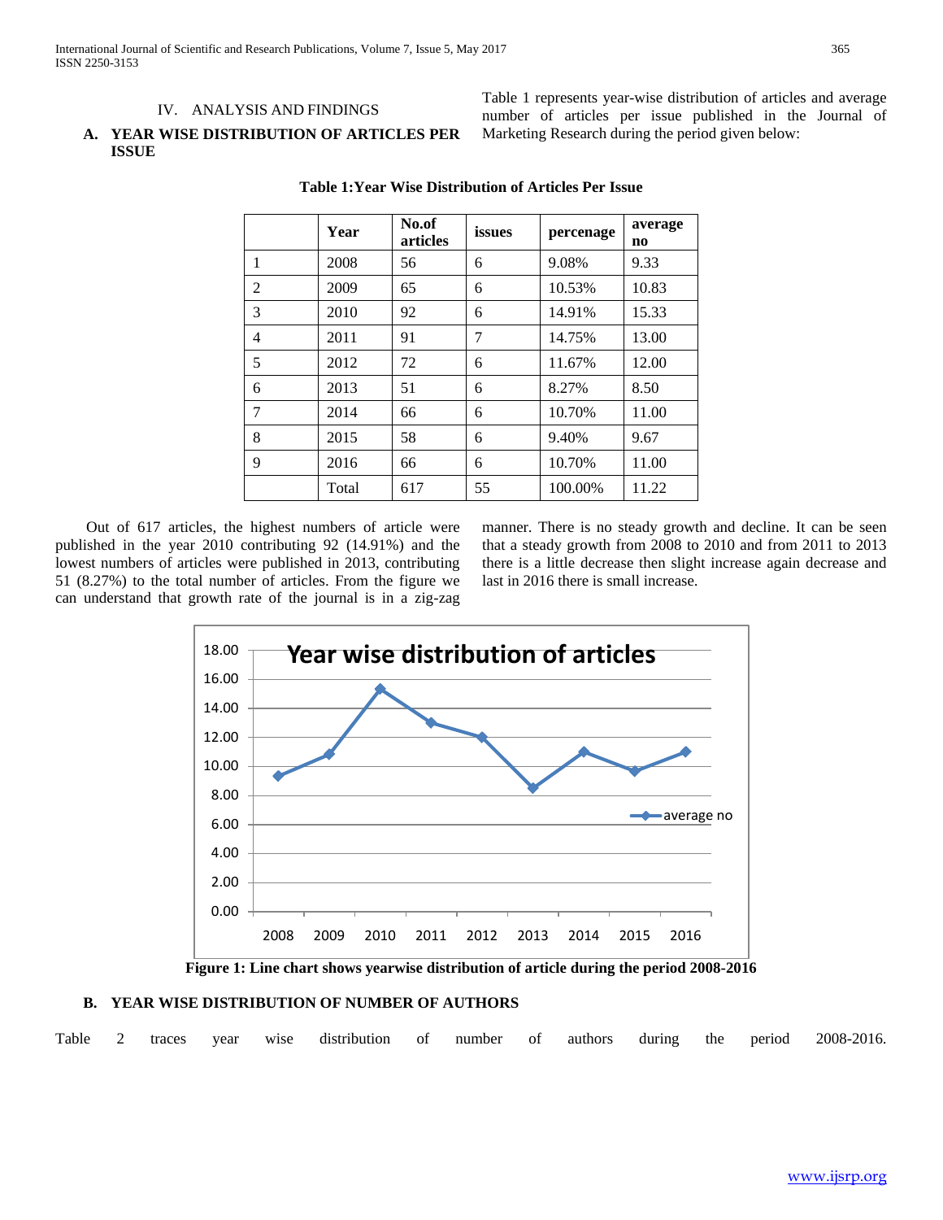## IV. ANALYSIS AND FINDINGS

### A. YEAR WISE DISTRIBUTION OF ARTICLES PER ISSUE

Table 1 represents year-wise distribution of articles and average number of articles per issue published in the Journal of Marketing Research during the period given below:

**Table 1:Year Wise Distribution of Articles Per Issue**

| | Year | No.of articles | issues | percenage | average no |
|---|---|---|---|---|---|
| 1 | 2008 | 56 | 6 | 9.08% | 9.33 |
| 2 | 2009 | 65 | 6 | 10.53% | 10.83 |
| 3 | 2010 | 92 | 6 | 14.91% | 15.33 |
| 4 | 2011 | 91 | 7 | 14.75% | 13.00 |
| 5 | 2012 | 72 | 6 | 11.67% | 12.00 |
| 6 | 2013 | 51 | 6 | 8.27% | 8.50 |
| 7 | 2014 | 66 | 6 | 10.70% | 11.00 |
| 8 | 2015 | 58 | 6 | 9.40% | 9.67 |
| 9 | 2016 | 66 | 6 | 10.70% | 11.00 |
| | Total | 617 | 55 | 100.00% | 11.22 |

Out of 617 articles, the highest numbers of article were published in the year 2010 contributing 92 (14.91%) and the lowest numbers of articles were published in 2013, contributing 51 (8.27%) to the total number of articles. From the figure we can understand that growth rate of the journal is in a zig-zag manner. There is no steady growth and decline. It can be seen that a steady growth from 2008 to 2010 and from 2011 to 2013 there is a little decrease then slight increase again decrease and last in 2016 there is small increase.

**Figure 1: Line chart shows yearwise distribution of article during the period 2008-2016**

### B. YEAR WISE DISTRIBUTION OF NUMBER OF AUTHORS

Table 2 traces year wise distribution of number of authors during the period 2008-2016.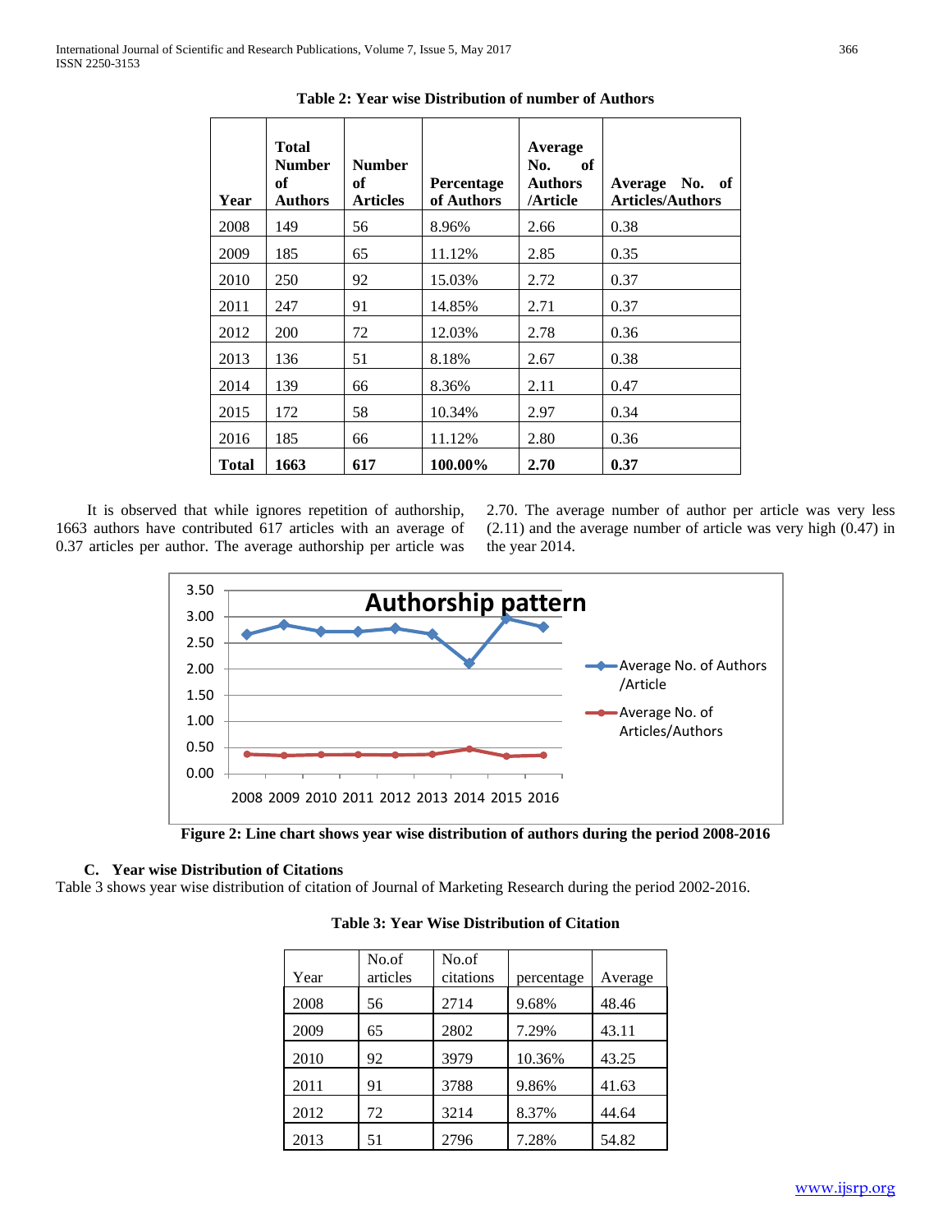**Table 2: Year wise Distribution of number of Authors**

| Year | Total Number of Authors | Number of Articles | Percentage of Authors | Average No. of Authors /Article | Average No. of Articles/Authors |
|---|---|---|---|---|---|
| 2008 | 149 | 56 | 8.96% | 2.66 | 0.38 |
| 2009 | 185 | 65 | 11.12% | 2.85 | 0.35 |
| 2010 | 250 | 92 | 15.03% | 2.72 | 0.37 |
| 2011 | 247 | 91 | 14.85% | 2.71 | 0.37 |
| 2012 | 200 | 72 | 12.03% | 2.78 | 0.36 |
| 2013 | 136 | 51 | 8.18% | 2.67 | 0.38 |
| 2014 | 139 | 66 | 8.36% | 2.11 | 0.47 |
| 2015 | 172 | 58 | 10.34% | 2.97 | 0.34 |
| 2016 | 185 | 66 | 11.12% | 2.80 | 0.36 |
| **Total** | **1663** | **617** | **100.00%** | **2.70** | **0.37** |

It is observed that while ignores repetition of authorship, 1663 authors have contributed 617 articles with an average of 0.37 articles per author. The average authorship per article was 2.70. The average number of author per article was very less (2.11) and the average number of article was very high (0.47) in the year 2014.

**Figure 2: Line chart shows year wise distribution of authors during the period 2008-2016**

### C. Year wise Distribution of Citations

Table 3 shows year wise distribution of citation of Journal of Marketing Research during the period 2002-2016.

**Table 3: Year Wise Distribution of Citation**

| Year | No.of articles | No.of citations | percentage | Average |
|---|---|---|---|---|
| 2008 | 56 | 2714 | 9.68% | 48.46 |
| 2009 | 65 | 2802 | 7.29% | 43.11 |
| 2010 | 92 | 3979 | 10.36% | 43.25 |
| 2011 | 91 | 3788 | 9.86% | 41.63 |
| 2012 | 72 | 3214 | 8.37% | 44.64 |
| 2013 | 51 | 2796 | 7.28% | 54.82 |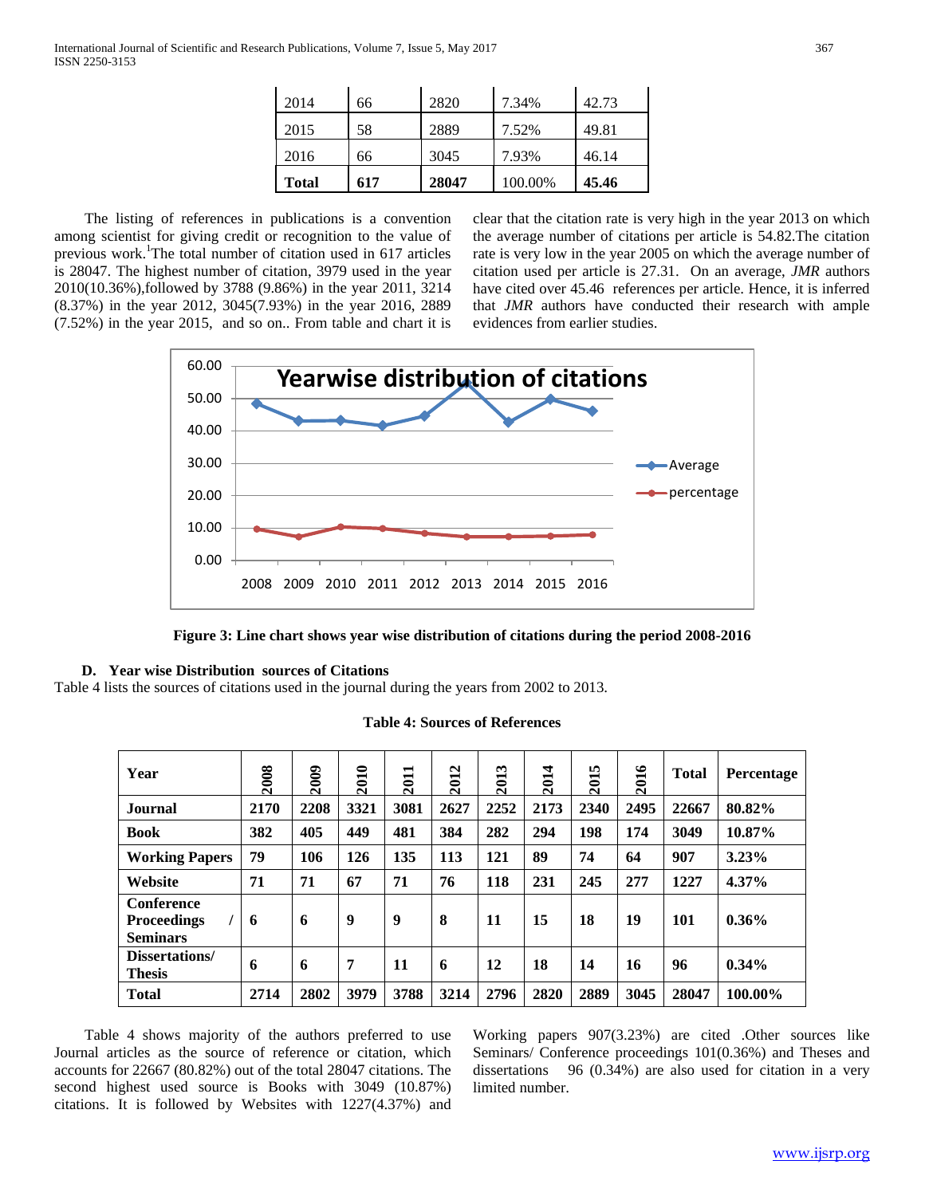| 2014 | 66 | 2820 | 7.34% | 42.73 |
|---|---|---|---|---|
| 2015 | 58 | 2889 | 7.52% | 49.81 |
| 2016 | 66 | 3045 | 7.93% | 46.14 |
| **Total** | **617** | **28047** | 100.00% | **45.46** |

The listing of references in publications is a convention among scientist for giving credit or recognition to the value of previous work.[1]The total number of citation used in 617 articles is 28047. The highest number of citation, 3979 used in the year 2010(10.36%),followed by 3788 (9.86%) in the year 2011, 3214 (8.37%) in the year 2012, 3045(7.93%) in the year 2016, 2889 (7.52%) in the year 2015, and so on.. From table and chart it is clear that the citation rate is very high in the year 2013 on which the average number of citations per article is 54.82.The citation rate is very low in the year 2005 on which the average number of citation used per article is 27.31. On an average, *JMR* authors have cited over 45.46 references per article. Hence, it is inferred that *JMR* authors have conducted their research with ample evidences from earlier studies.

**Figure 3: Line chart shows year wise distribution of citations during the period 2008-2016**

### D. Year wise Distribution sources of Citations

Table 4 lists the sources of citations used in the journal during the years from 2002 to 2013.

**Table 4: Sources of References**

| Year | 2008 | 2009 | 2010 | 2011 | 2012 | 2013 | 2014 | 2015 | 2016 | Total | Percentage |
|---|---|---|---|---|---|---|---|---|---|---|---|
| **Journal** | **2170** | **2208** | **3321** | **3081** | **2627** | **2252** | **2173** | **2340** | **2495** | **22667** | **80.82%** |
| **Book** | **382** | **405** | **449** | **481** | **384** | **282** | **294** | **198** | **174** | **3049** | **10.87%** |
| **Working Papers** | **79** | **106** | **126** | **135** | **113** | **121** | **89** | **74** | **64** | **907** | **3.23%** |
| **Website** | **71** | **71** | **67** | **71** | **76** | **118** | **231** | **245** | **277** | **1227** | **4.37%** |
| **Conference Proceedings / Seminars** | **6** | **6** | **9** | **9** | **8** | **11** | **15** | **18** | **19** | **101** | **0.36%** |
| **Dissertations/ Thesis** | **6** | **6** | **7** | **11** | **6** | **12** | **18** | **14** | **16** | **96** | **0.34%** |
| **Total** | **2714** | **2802** | **3979** | **3788** | **3214** | **2796** | **2820** | **2889** | **3045** | **28047** | **100.00%** |

Table 4 shows majority of the authors preferred to use Journal articles as the source of reference or citation, which accounts for 22667 (80.82%) out of the total 28047 citations. The second highest used source is Books with 3049 (10.87%) citations. It is followed by Websites with 1227(4.37%) and Working papers 907(3.23%) are cited .Other sources like Seminars/ Conference proceedings 101(0.36%) and Theses and dissertations 96 (0.34%) are also used for citation in a very limited number.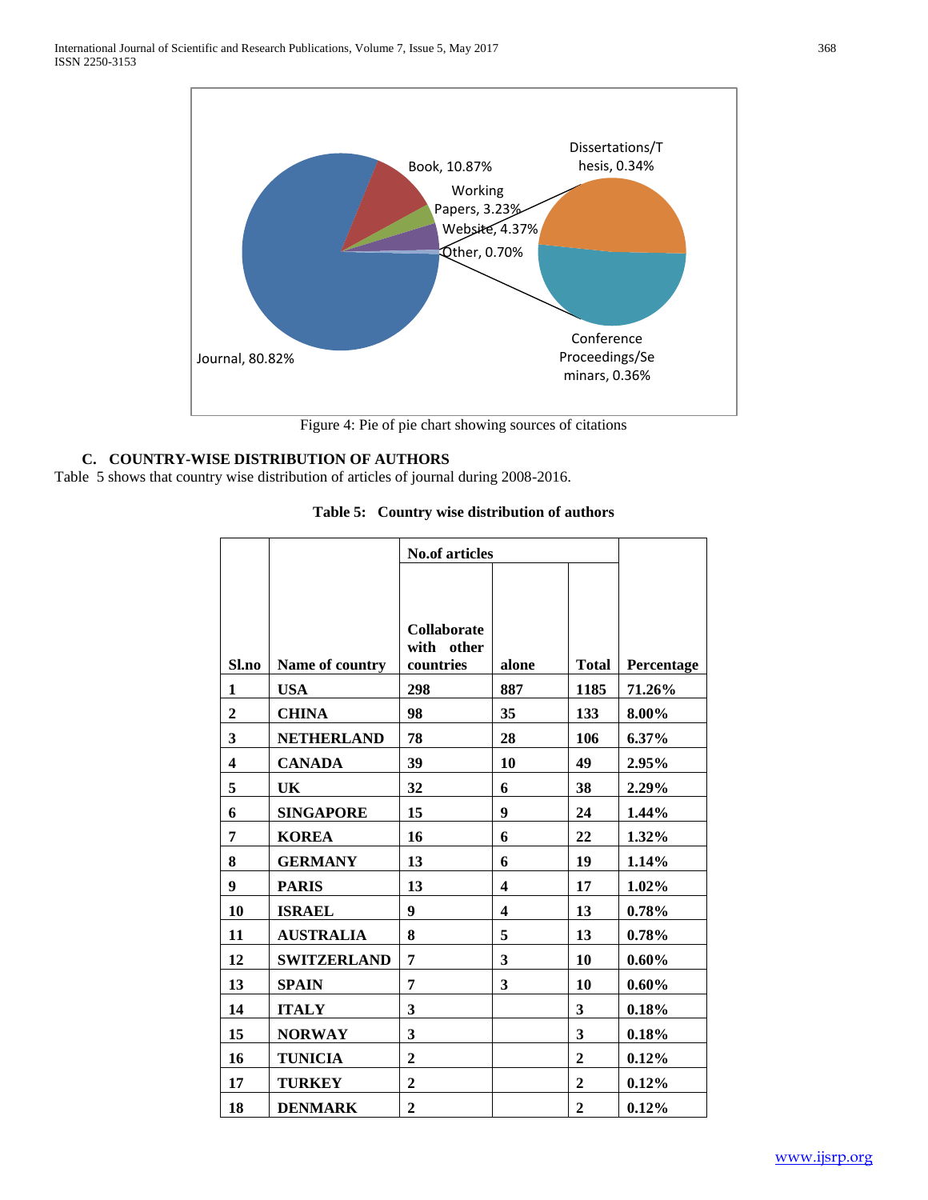Figure 4: Pie of pie chart showing sources of citations

### C. COUNTRY-WISE DISTRIBUTION OF AUTHORS

Table 5 shows that country wise distribution of articles of journal during 2008-2016.

**Table 5: Country wise distribution of authors**

| Sl.no | Name of country | No.of articles | | | Percentage |
|---|---|---|---|---|---|
| | | Collaborate with other countries | alone | Total | |
| 1 | USA | 298 | 887 | 1185 | 71.26% |
| 2 | CHINA | 98 | 35 | 133 | 8.00% |
| 3 | NETHERLAND | 78 | 28 | 106 | 6.37% |
| 4 | CANADA | 39 | 10 | 49 | 2.95% |
| 5 | UK | 32 | 6 | 38 | 2.29% |
| 6 | SINGAPORE | 15 | 9 | 24 | 1.44% |
| 7 | KOREA | 16 | 6 | 22 | 1.32% |
| 8 | GERMANY | 13 | 6 | 19 | 1.14% |
| 9 | PARIS | 13 | 4 | 17 | 1.02% |
| 10 | ISRAEL | 9 | 4 | 13 | 0.78% |
| 11 | AUSTRALIA | 8 | 5 | 13 | 0.78% |
| 12 | SWITZERLAND | 7 | 3 | 10 | 0.60% |
| 13 | SPAIN | 7 | 3 | 10 | 0.60% |
| 14 | ITALY | 3 | | 3 | 0.18% |
| 15 | NORWAY | 3 | | 3 | 0.18% |
| 16 | TUNICIA | 2 | | 2 | 0.12% |
| 17 | TURKEY | 2 | | 2 | 0.12% |
| 18 | DENMARK | 2 | | 2 | 0.12% |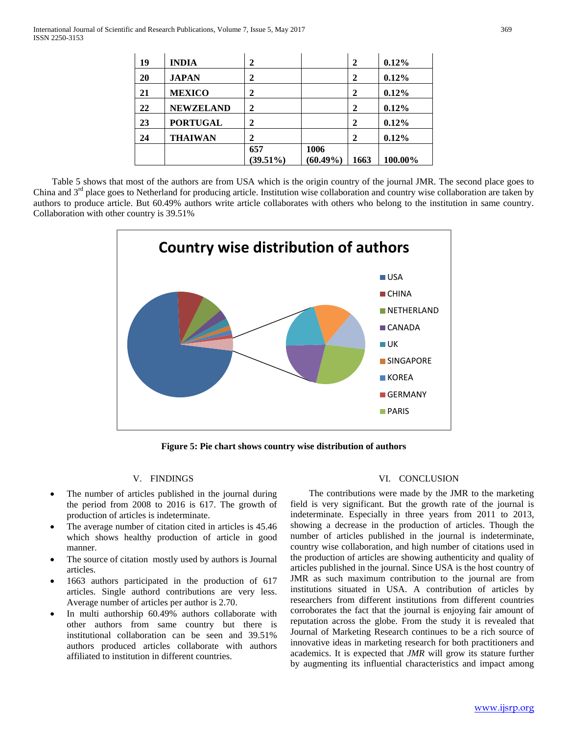| 19 | INDIA | 2 | | 2 | 0.12% |
|---|---|---|---|---|---|
| 20 | JAPAN | 2 | | 2 | 0.12% |
| 21 | MEXICO | 2 | | 2 | 0.12% |
| 22 | NEWZELAND | 2 | | 2 | 0.12% |
| 23 | PORTUGAL | 2 | | 2 | 0.12% |
| 24 | THAIWAN | 2 | | 2 | 0.12% |
| | | 657 (39.51%) | 1006 (60.49%) | 1663 | 100.00% |

Table 5 shows that most of the authors are from USA which is the origin country of the journal JMR. The second place goes to China and 3rd place goes to Netherland for producing article. Institution wise collaboration and country wise collaboration are taken by authors to produce article. But 60.49% authors write article collaborates with others who belong to the institution in same country. Collaboration with other country is 39.51%

**Country wise distribution of authors**

Legend: USA, CHINA, NETHERLAND, CANADA, UK, SINGAPORE, KOREA, GERMANY, PARIS

**Figure 5: Pie chart shows country wise distribution of authors**

## V. FINDINGS

- The number of articles published in the journal during the period from 2008 to 2016 is 617. The growth of production of articles is indeterminate.
- The average number of citation cited in articles is 45.46 which shows healthy production of article in good manner.
- The source of citation mostly used by authors is Journal articles.
- 1663 authors participated in the production of 617 articles. Single authord contributions are very less. Average number of articles per author is 2.70.
- In multi authorship 60.49% authors collaborate with other authors from same country but there is institutional collaboration can be seen and 39.51% authors produced articles collaborate with authors affiliated to institution in different countries.

## VI. CONCLUSION

The contributions were made by the JMR to the marketing field is very significant. But the growth rate of the journal is indeterminate. Especially in three years from 2011 to 2013, showing a decrease in the production of articles. Though the number of articles published in the journal is indeterminate, country wise collaboration, and high number of citations used in the production of articles are showing authenticity and quality of articles published in the journal. Since USA is the host country of JMR as such maximum contribution to the journal are from institutions situated in USA. A contribution of articles by researchers from different institutions from different countries corroborates the fact that the journal is enjoying fair amount of reputation across the globe. From the study it is revealed that Journal of Marketing Research continues to be a rich source of innovative ideas in marketing research for both practitioners and academics. It is expected that *JMR* will grow its stature further by augmenting its influential characteristics and impact among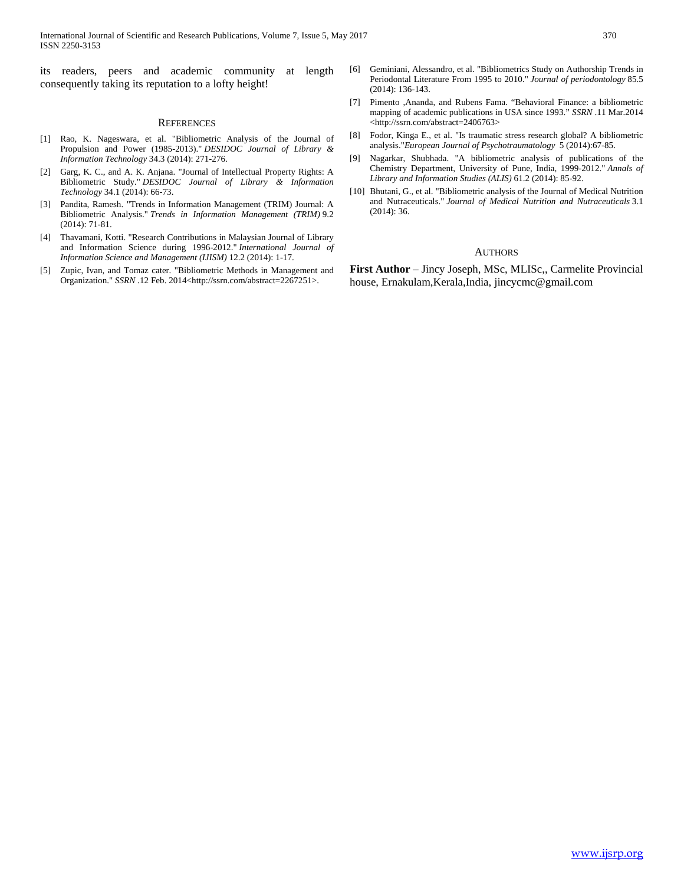its readers, peers and academic community at length consequently taking its reputation to a lofty height!

## References

[1] Rao, K. Nageswara, et al. "Bibliometric Analysis of the Journal of Propulsion and Power (1985-2013)." *DESIDOC Journal of Library & Information Technology* 34.3 (2014): 271-276.

[2] Garg, K. C., and A. K. Anjana. "Journal of Intellectual Property Rights: A Bibliometric Study." *DESIDOC Journal of Library & Information Technology* 34.1 (2014): 66-73.

[3] Pandita, Ramesh. "Trends in Information Management (TRIM) Journal: A Bibliometric Analysis." *Trends in Information Management (TRIM)* 9.2 (2014): 71-81.

[4] Thavamani, Kotti. "Research Contributions in Malaysian Journal of Library and Information Science during 1996-2012." *International Journal of Information Science and Management (IJISM)* 12.2 (2014): 1-17.

[5] Zupic, Ivan, and Tomaz cater. "Bibliometric Methods in Management and Organization." *SSRN* .12 Feb. 2014<http://ssrn.com/abstract=2267251>.

[6] Geminiani, Alessandro, et al. "Bibliometrics Study on Authorship Trends in Periodontal Literature From 1995 to 2010." *Journal of periodontology* 85.5 (2014): 136-143.

[7] Pimento ,Ananda, and Rubens Fama. "Behavioral Finance: a bibliometric mapping of academic publications in USA since 1993." *SSRN* .11 Mar.2014 <http://ssrn.com/abstract=2406763>

[8] Fodor, Kinga E., et al. "Is traumatic stress research global? A bibliometric analysis."*European Journal of Psychotraumatology* 5 (2014):67-85.

[9] Nagarkar, Shubhada. "A bibliometric analysis of publications of the Chemistry Department, University of Pune, India, 1999-2012." *Annals of Library and Information Studies (ALIS)* 61.2 (2014): 85-92.

[10] Bhutani, G., et al. "Bibliometric analysis of the Journal of Medical Nutrition and Nutraceuticals." *Journal of Medical Nutrition and Nutraceuticals* 3.1 (2014): 36.

## Authors

**First Author** – Jincy Joseph, MSc, MLISc,, Carmelite Provincial house, Ernakulam,Kerala,India, jincycmc@gmail.com